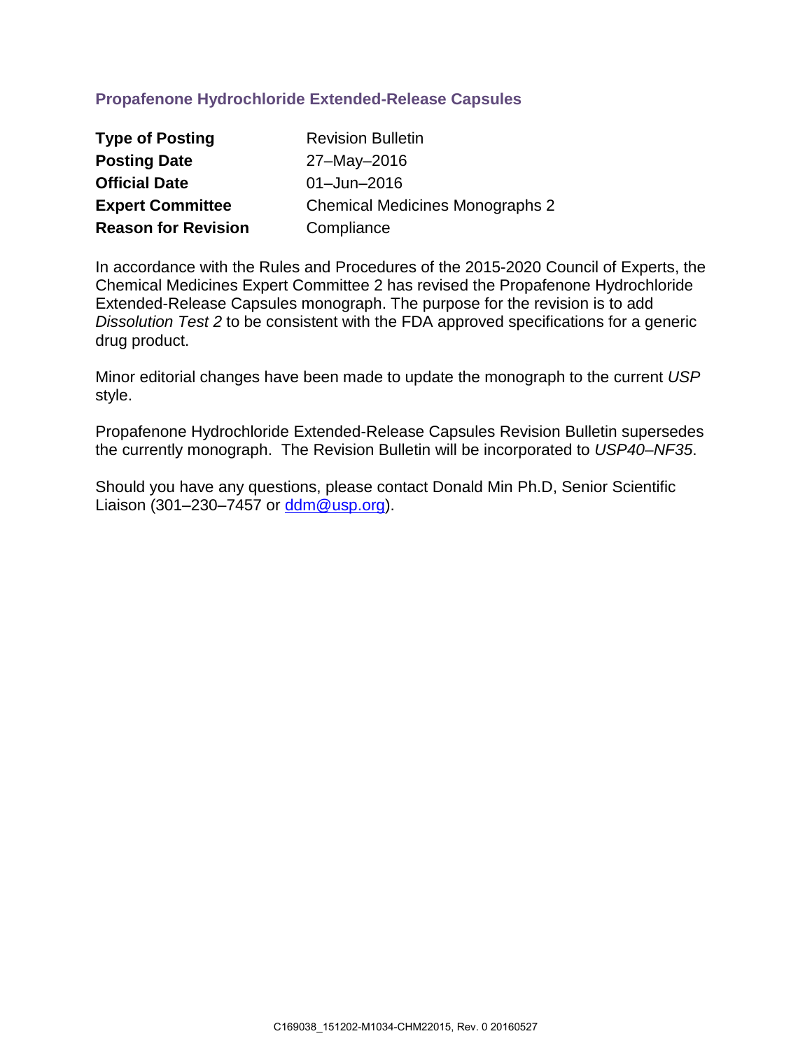## Propafenone Hydrochloride Extended-Release Capsules

| | |
|---|---|
| **Type of Posting** | Revision Bulletin |
| **Posting Date** | 27–May–2016 |
| **Official Date** | 01–Jun–2016 |
| **Expert Committee** | Chemical Medicines Monographs 2 |
| **Reason for Revision** | Compliance |

In accordance with the Rules and Procedures of the 2015-2020 Council of Experts, the Chemical Medicines Expert Committee 2 has revised the Propafenone Hydrochloride Extended-Release Capsules monograph. The purpose for the revision is to add *Dissolution Test 2* to be consistent with the FDA approved specifications for a generic drug product.

Minor editorial changes have been made to update the monograph to the current *USP* style.

Propafenone Hydrochloride Extended-Release Capsules Revision Bulletin supersedes the currently monograph. The Revision Bulletin will be incorporated to *USP40–NF35*.

Should you have any questions, please contact Donald Min Ph.D, Senior Scientific Liaison (301–230–7457 or ddm@usp.org).

C169038_151202-M1034-CHM22015, Rev. 0 20160527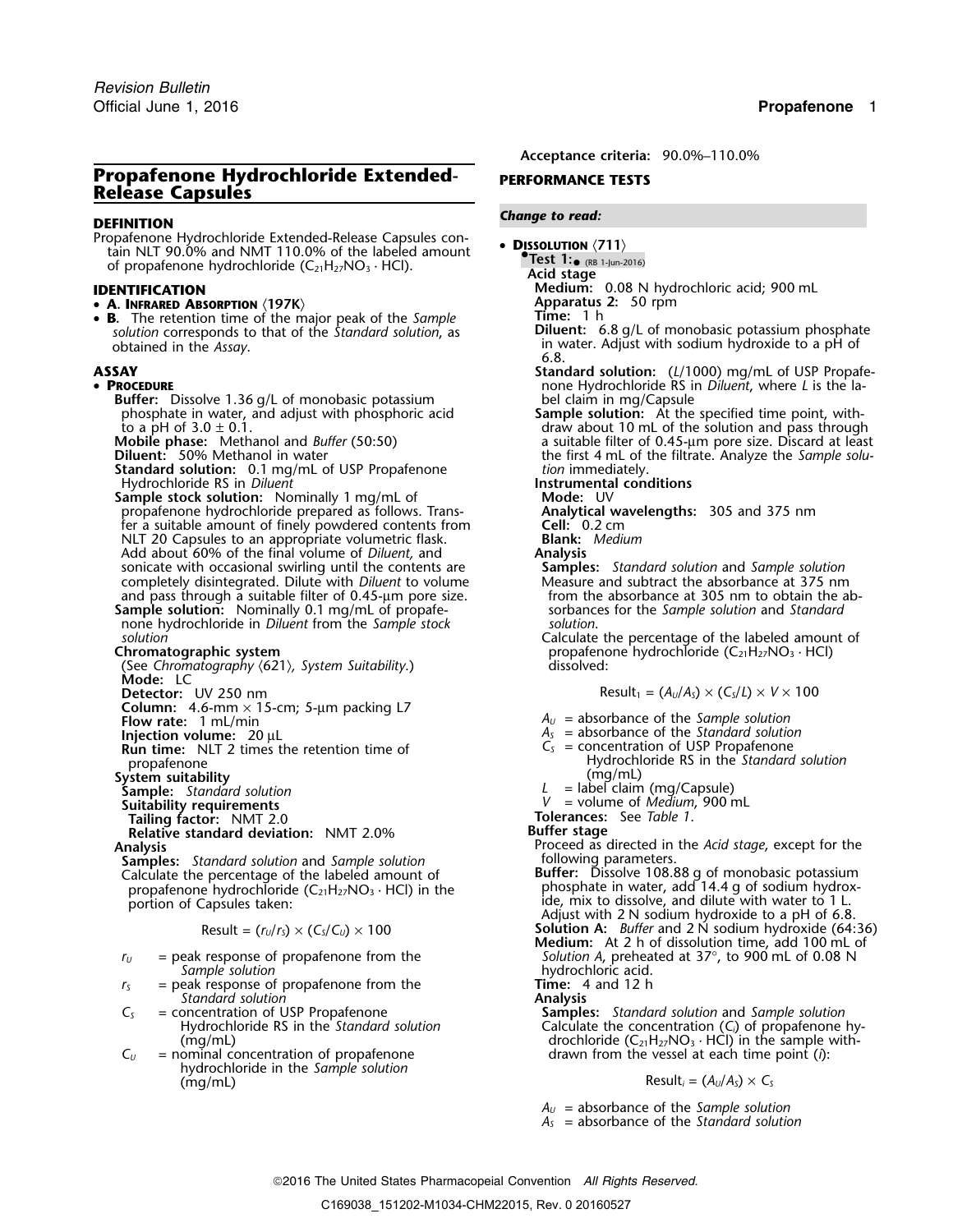# Propafenone Hydrochloride Extended-Release Capsules

## DEFINITION

Propafenone Hydrochloride Extended-Release Capsules contain NLT 90.0% and NMT 110.0% of the labeled amount of propafenone hydrochloride ($C_{21}H_{27}NO_3 \cdot HCl$).

## IDENTIFICATION

- **A. Infrared Absorption** ⟨197K⟩
- **B.** The retention time of the major peak of the *Sample solution* corresponds to that of the *Standard solution*, as obtained in the *Assay*.

## ASSAY

- **Procedure**

**Buffer:** Dissolve 1.36 g/L of monobasic potassium phosphate in water, and adjust with phosphoric acid to a pH of 3.0 ± 0.1.

**Mobile phase:** Methanol and *Buffer* (50:50)

**Diluent:** 50% Methanol in water

**Standard solution:** 0.1 mg/mL of USP Propafenone Hydrochloride RS in *Diluent*

**Sample stock solution:** Nominally 1 mg/mL of propafenone hydrochloride prepared as follows. Transfer a suitable amount of finely powdered contents from NLT 20 Capsules to an appropriate volumetric flask. Add about 60% of the final volume of *Diluent,* and sonicate with occasional swirling until the contents are completely disintegrated. Dilute with *Diluent* to volume and pass through a suitable filter of 0.45-µm pore size.

**Sample solution:** Nominally 0.1 mg/mL of propafenone hydrochloride in *Diluent* from the *Sample stock solution*

**Chromatographic system**

(See *Chromatography* ⟨621⟩*, System Suitability.*)

**Mode:** LC

**Detector:** UV 250 nm

**Column:** 4.6-mm × 15-cm; 5-µm packing L7

**Flow rate:** 1 mL/min

**Injection volume:** 20 µL

**Run time:** NLT 2 times the retention time of propafenone

**System suitability**

**Sample:** *Standard solution*

**Suitability requirements**

**Tailing factor:** NMT 2.0

**Relative standard deviation:** NMT 2.0%

**Analysis**

**Samples:** *Standard solution* and *Sample solution*

Calculate the percentage of the labeled amount of propafenone hydrochloride ($C_{21}H_{27}NO_3 \cdot HCl$) in the portion of Capsules taken:

$$\text{Result} = (r_U/r_S) \times (C_S/C_U) \times 100$$

$r_U$ = peak response of propafenone from the *Sample solution*

$r_S$ = peak response of propafenone from the *Standard solution*

$C_S$ = concentration of USP Propafenone Hydrochloride RS in the *Standard solution* (mg/mL)

$C_U$ = nominal concentration of propafenone hydrochloride in the *Sample solution* (mg/mL)

**Acceptance criteria:** 90.0%–110.0%

## PERFORMANCE TESTS

*Change to read:*

- **Dissolution** ⟨711⟩

•**Test 1:**• (RB 1-Jun-2016)

**Acid stage**

**Medium:** 0.08 N hydrochloric acid; 900 mL

**Apparatus 2:** 50 rpm

**Time:** 1 h

**Diluent:** 6.8 g/L of monobasic potassium phosphate in water. Adjust with sodium hydroxide to a pH of 6.8.

**Standard solution:** (*L*/1000) mg/mL of USP Propafenone Hydrochloride RS in *Diluent*, where *L* is the label claim in mg/Capsule

**Sample solution:** At the specified time point, withdraw about 10 mL of the solution and pass through a suitable filter of 0.45-µm pore size. Discard at least the first 4 mL of the filtrate. Analyze the *Sample solution* immediately.

**Instrumental conditions**

**Mode:** UV

**Analytical wavelengths:** 305 and 375 nm

**Cell:** 0.2 cm

**Blank:** *Medium*

**Analysis**

**Samples:** *Standard solution* and *Sample solution*

Measure and subtract the absorbance at 375 nm from the absorbance at 305 nm to obtain the absorbances for the *Sample solution* and *Standard solution*.

Calculate the percentage of the labeled amount of propafenone hydrochloride ($C_{21}H_{27}NO_3 \cdot HCl$) dissolved:

$$\text{Result}_1 = (A_U/A_S) \times (C_S/L) \times V \times 100$$

$A_U$ = absorbance of the *Sample solution*

$A_S$ = absorbance of the *Standard solution*

$C_S$ = concentration of USP Propafenone Hydrochloride RS in the *Standard solution* (mg/mL)

$L$ = label claim (mg/Capsule)

$V$ = volume of *Medium*, 900 mL

**Tolerances:** See *Table 1*.

**Buffer stage**

Proceed as directed in the *Acid stage*, except for the following parameters.

**Buffer:** Dissolve 108.88 g of monobasic potassium phosphate in water, add 14.4 g of sodium hydroxide, mix to dissolve, and dilute with water to 1 L. Adjust with 2 N sodium hydroxide to a pH of 6.8.

**Solution A:** *Buffer* and 2 N sodium hydroxide (64:36)

**Medium:** At 2 h of dissolution time, add 100 mL of *Solution A*, preheated at 37°, to 900 mL of 0.08 N hydrochloric acid.

**Time:** 4 and 12 h

**Analysis**

**Samples:** *Standard solution* and *Sample solution*

Calculate the concentration ($C_i$) of propafenone hydrochloride ($C_{21}H_{27}NO_3 \cdot HCl$) in the sample withdrawn from the vessel at each time point ($i$):

$$\text{Result}_i = (A_U/A_S) \times C_S$$

$A_U$ = absorbance of the *Sample solution*

$A_S$ = absorbance of the *Standard solution*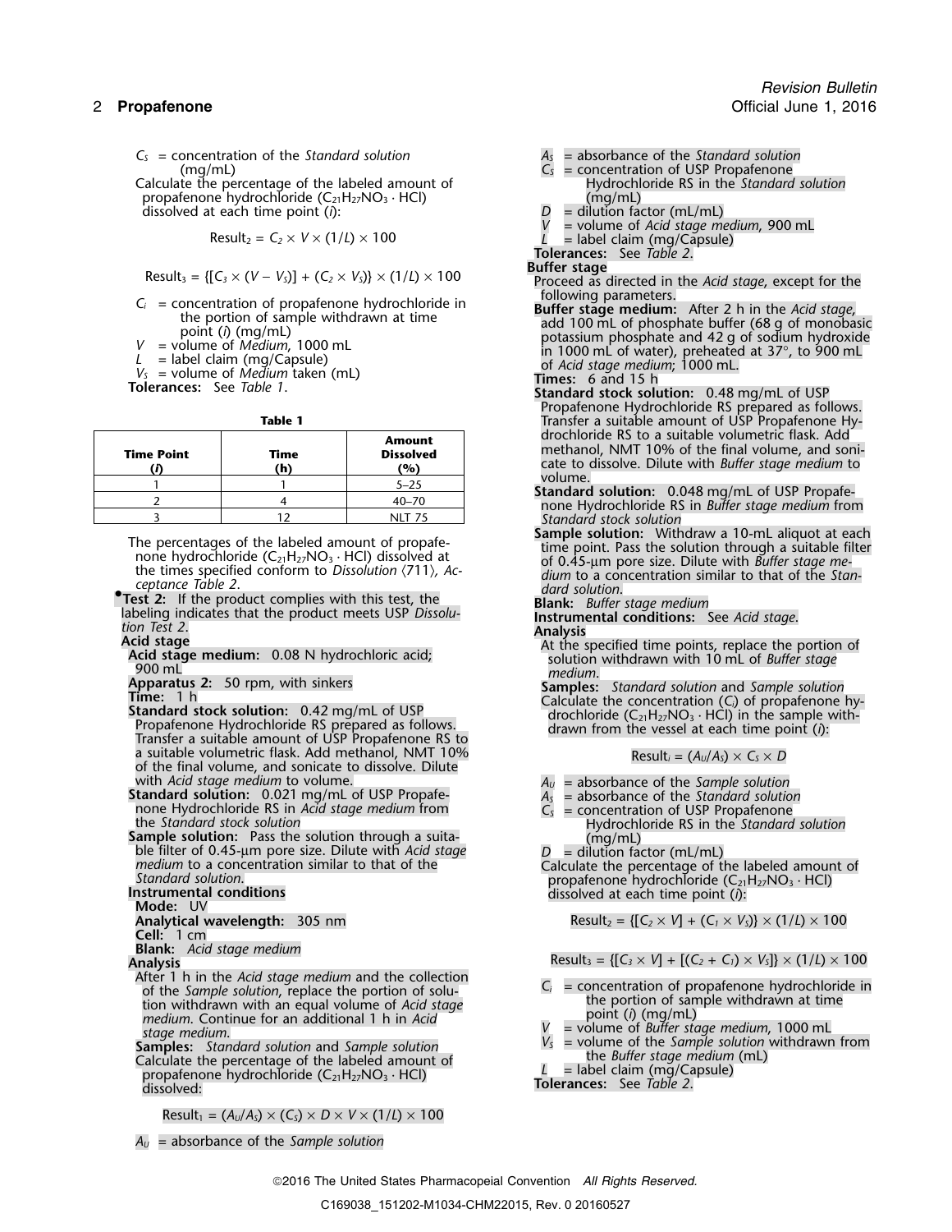$C_S$ = concentration of the *Standard solution* (mg/mL)

Calculate the percentage of the labeled amount of propafenone hydrochloride ($C_{21}H_{27}NO_3 \cdot HCl$) dissolved at each time point (*i*):

$$\text{Result}_2 = C_2 \times V \times (1/L) \times 100$$

$$\text{Result}_3 = \{[C_3 \times (V - V_S)] + (C_2 \times V_S)\} \times (1/L) \times 100$$

$C_i$ = concentration of propafenone hydrochloride in the portion of sample withdrawn at time point (*i*) (mg/mL)
$V$ = volume of *Medium*, 1000 mL
$L$ = label claim (mg/Capsule)
$V_S$ = volume of *Medium* taken (mL)

**Tolerances:** See *Table 1*.

**Table 1**

| Time Point (*i*) | Time (h) | Amount Dissolved (%) |
|---|---|---|
| 1 | 1 | 5–25 |
| 2 | 4 | 40–70 |
| 3 | 12 | NLT 75 |

The percentages of the labeled amount of propafenone hydrochloride ($C_{21}H_{27}NO_3 \cdot HCl$) dissolved at the times specified conform to *Dissolution* ⟨711⟩, *Acceptance Table 2*.

•**Test 2:** If the product complies with this test, the labeling indicates that the product meets USP *Dissolution Test 2*.

**Acid stage**

**Acid stage medium:** 0.08 N hydrochloric acid; 900 mL

**Apparatus 2:** 50 rpm, with sinkers

**Time:** 1 h

**Standard stock solution:** 0.42 mg/mL of USP Propafenone Hydrochloride RS prepared as follows. Transfer a suitable amount of USP Propafenone RS to a suitable volumetric flask. Add methanol, NMT 10% of the final volume, and sonicate to dissolve. Dilute with *Acid stage medium* to volume.

**Standard solution:** 0.021 mg/mL of USP Propafenone Hydrochloride RS in *Acid stage medium* from the *Standard stock solution*

**Sample solution:** Pass the solution through a suitable filter of 0.45-µm pore size. Dilute with *Acid stage medium* to a concentration similar to that of the *Standard solution*.

**Instrumental conditions**

**Mode:** UV

**Analytical wavelength:** 305 nm

**Cell:** 1 cm

**Blank:** *Acid stage medium*

**Analysis**

After 1 h in the *Acid stage medium* and the collection of the *Sample solution*, replace the portion of solution withdrawn with an equal volume of *Acid stage medium*. Continue for an additional 1 h in *Acid stage medium*.

**Samples:** *Standard solution* and *Sample solution*

Calculate the percentage of the labeled amount of propafenone hydrochloride ($C_{21}H_{27}NO_3 \cdot HCl$) dissolved:

$$\text{Result}_1 = (A_U/A_S) \times (C_S) \times D \times V \times (1/L) \times 100$$

$A_U$ = absorbance of the *Sample solution*
$A_S$ = absorbance of the *Standard solution*
$C_S$ = concentration of USP Propafenone Hydrochloride RS in the *Standard solution* (mg/mL)
$D$ = dilution factor (mL/mL)
$V$ = volume of *Acid stage medium*, 900 mL
$L$ = label claim (mg/Capsule)

**Tolerances:** See *Table 2*.

**Buffer stage**

Proceed as directed in the *Acid stage*, except for the following parameters.

**Buffer stage medium:** After 2 h in the *Acid stage*, add 100 mL of phosphate buffer (68 g of monobasic potassium phosphate and 42 g of sodium hydroxide in 1000 mL of water), preheated at 37°, to 900 mL of *Acid stage medium*; 1000 mL.

**Times:** 6 and 15 h

**Standard stock solution:** 0.48 mg/mL of USP Propafenone Hydrochloride RS prepared as follows. Transfer a suitable amount of USP Propafenone Hydrochloride RS to a suitable volumetric flask. Add methanol, NMT 10% of the final volume, and sonicate to dissolve. Dilute with *Buffer stage medium* to volume.

**Standard solution:** 0.048 mg/mL of USP Propafenone Hydrochloride RS in *Buffer stage medium* from *Standard stock solution*

**Sample solution:** Withdraw a 10-mL aliquot at each time point. Pass the solution through a suitable filter of 0.45-µm pore size. Dilute with *Buffer stage medium* to a concentration similar to that of the *Standard solution*.

**Blank:** *Buffer stage medium*

**Instrumental conditions:** See *Acid stage*.

**Analysis**

At the specified time points, replace the portion of solution withdrawn with 10 mL of *Buffer stage medium*.

**Samples:** *Standard solution* and *Sample solution*

Calculate the concentration ($C_i$) of propafenone hydrochloride ($C_{21}H_{27}NO_3 \cdot HCl$) in the sample withdrawn from the vessel at each time point (*i*):

$$\text{Result}_i = (A_U/A_S) \times C_S \times D$$

$A_U$ = absorbance of the *Sample solution*
$A_S$ = absorbance of the *Standard solution*
$C_S$ = concentration of USP Propafenone Hydrochloride RS in the *Standard solution* (mg/mL)
$D$ = dilution factor (mL/mL)

Calculate the percentage of the labeled amount of propafenone hydrochloride ($C_{21}H_{27}NO_3 \cdot HCl$) dissolved at each time point (*i*):

$$\text{Result}_2 = \{[C_2 \times V] + (C_1 \times V_S)\} \times (1/L) \times 100$$

$$\text{Result}_3 = \{[C_3 \times V] + [(C_2 + C_1) \times V_S]\} \times (1/L) \times 100$$

$C_i$ = concentration of propafenone hydrochloride in the portion of sample withdrawn at time point (*i*) (mg/mL)
$V$ = volume of *Buffer stage medium*, 1000 mL
$V_S$ = volume of the *Sample solution* withdrawn from the *Buffer stage medium* (mL)
$L$ = label claim (mg/Capsule)

**Tolerances:** See *Table 2*.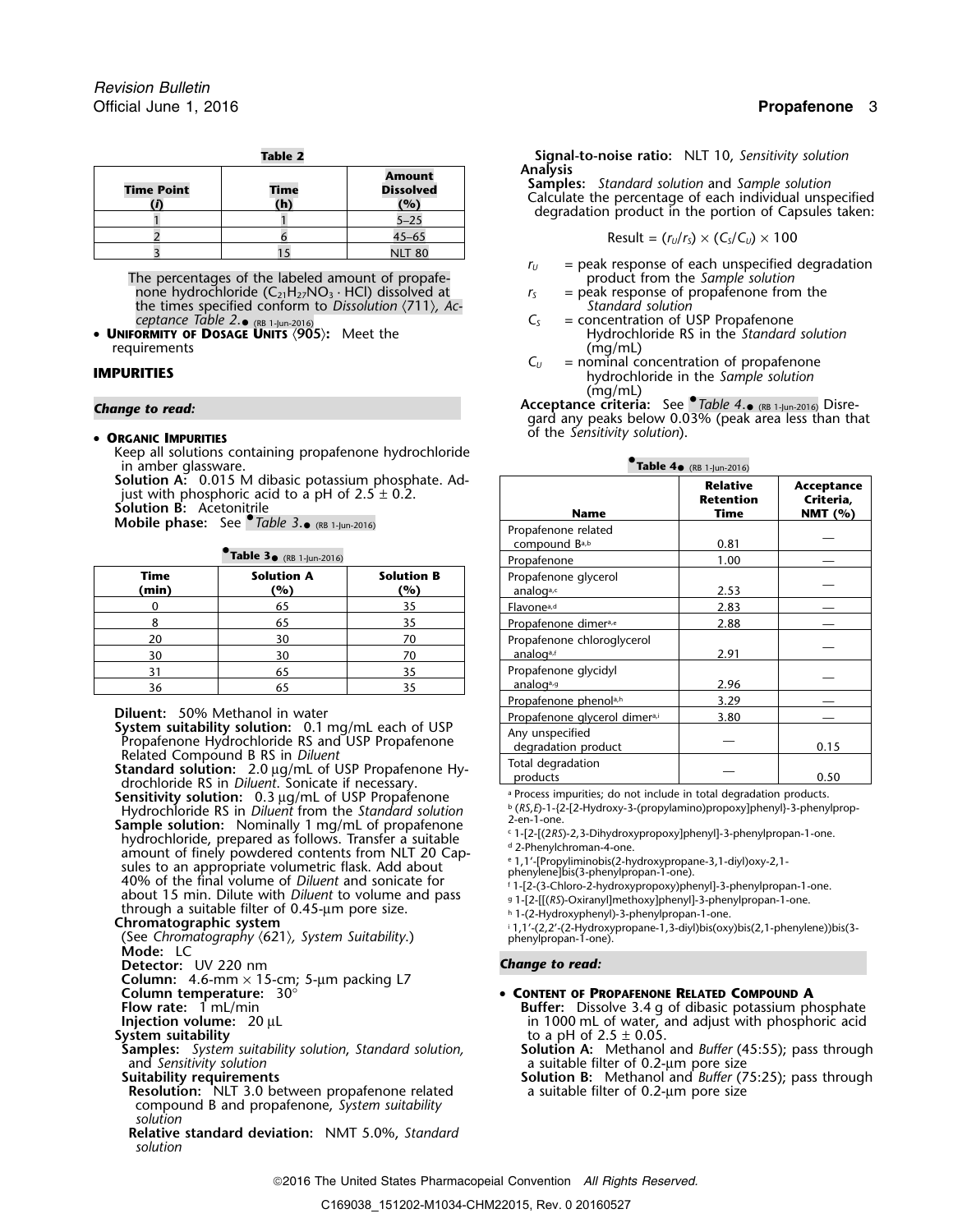**Table 2**

| Time Point (*i*) | Time (h) | Amount Dissolved (%) |
|---|---|---|
| 1 | 1 | 5–25 |
| 2 | 6 | 45–65 |
| 3 | 15 | NLT 80 |

The percentages of the labeled amount of propafenone hydrochloride ($C_{21}H_{27}NO_3 \cdot HCl$) dissolved at the times specified conform to *Dissolution* ⟨711⟩, *Acceptance Table 2*.● (RB 1-Jun-2016)

- **Uniformity of Dosage Units** ⟨905⟩: Meet the requirements

## IMPURITIES

*Change to read:*

- **Organic Impurities**

Keep all solutions containing propafenone hydrochloride in amber glassware.

**Solution A:** 0.015 M dibasic potassium phosphate. Adjust with phosphoric acid to a pH of 2.5 ± 0.2.

**Solution B:** Acetonitrile

**Mobile phase:** See ●*Table 3*.● (RB 1-Jun-2016)

●**Table 3**● (RB 1-Jun-2016)

| Time (min) | Solution A (%) | Solution B (%) |
|---|---|---|
| 0 | 65 | 35 |
| 8 | 65 | 35 |
| 20 | 30 | 70 |
| 30 | 30 | 70 |
| 31 | 65 | 35 |
| 36 | 65 | 35 |

**Diluent:** 50% Methanol in water

**System suitability solution:** 0.1 mg/mL each of USP Propafenone Hydrochloride RS and USP Propafenone Related Compound B RS in *Diluent*

**Standard solution:** 2.0 µg/mL of USP Propafenone Hydrochloride RS in *Diluent*. Sonicate if necessary.

**Sensitivity solution:** 0.3 µg/mL of USP Propafenone Hydrochloride RS in *Diluent* from the *Standard solution*

**Sample solution:** Nominally 1 mg/mL of propafenone hydrochloride, prepared as follows. Transfer a suitable amount of finely powdered contents from NLT 20 Capsules to an appropriate volumetric flask. Add about 40% of the final volume of *Diluent* and sonicate for about 15 min. Dilute with *Diluent* to volume and pass through a suitable filter of 0.45-µm pore size.

**Chromatographic system**

(See *Chromatography* ⟨621⟩, *System Suitability*.)

**Mode:** LC

**Detector:** UV 220 nm

**Column:** 4.6-mm × 15-cm; 5-µm packing L7

**Column temperature:** 30°

**Flow rate:** 1 mL/min

**Injection volume:** 20 µL

**System suitability**

**Samples:** *System suitability solution*, *Standard solution*, and *Sensitivity solution*

**Suitability requirements**

**Resolution:** NLT 3.0 between propafenone related compound B and propafenone, *System suitability solution*

**Relative standard deviation:** NMT 5.0%, *Standard solution*

**Signal-to-noise ratio:** NLT 10, *Sensitivity solution*

**Analysis**

**Samples:** *Standard solution* and *Sample solution*

Calculate the percentage of each individual unspecified degradation product in the portion of Capsules taken:

$$\text{Result} = (r_U/r_S) \times (C_S/C_U) \times 100$$

$r_U$ = peak response of each unspecified degradation product from the *Sample solution*

$r_S$ = peak response of propafenone from the *Standard solution*

$C_S$ = concentration of USP Propafenone Hydrochloride RS in the *Standard solution* (mg/mL)

$C_U$ = nominal concentration of propafenone hydrochloride in the *Sample solution* (mg/mL)

**Acceptance criteria:** See ●*Table 4*.● (RB 1-Jun-2016) Disregard any peaks below 0.03% (peak area less than that of the *Sensitivity solution*).

●**Table 4**● (RB 1-Jun-2016)

| Name | Relative Retention Time | Acceptance Criteria, NMT (%) |
|---|---|---|
| Propafenone related compound B[a,b] | 0.81 | — |
| Propafenone | 1.00 | — |
| Propafenone glycerol analog[a,c] | 2.53 | — |
| Flavone[a,d] | 2.83 | — |
| Propafenone dimer[a,e] | 2.88 | — |
| Propafenone chloroglycerol analog[a,f] | 2.91 | — |
| Propafenone glycidyl analog[a,g] | 2.96 | — |
| Propafenone phenol[a,h] | 3.29 | — |
| Propafenone glycerol dimer[a,i] | 3.80 | — |
| Any unspecified degradation product | — | 0.15 |
| Total degradation products | — | 0.50 |

[a] Process impurities; do not include in total degradation products.

[b] (*RS,E*)-1-{2-[2-Hydroxy-3-(propylamino)propoxy]phenyl}-3-phenylprop-2-en-1-one.

[c] 1-[2-[(2*RS*)-2,3-Dihydroxypropoxy]phenyl]-3-phenylpropan-1-one.

[d] 2-Phenylchroman-4-one.

[e] 1,1′-[Propyliminobis(2-hydroxypropane-3,1-diyl)oxy-2,1-phenylene]bis(3-phenylpropan-1-one).

[f] 1-[2-(3-Chloro-2-hydroxypropoxy)phenyl]-3-phenylpropan-1-one.

[g] 1-[2-[[(*RS*)-Oxiranyl]methoxy]phenyl]-3-phenylpropan-1-one.

[h] 1-(2-Hydroxyphenyl)-3-phenylpropan-1-one.

[i] 1,1′-(2,2′-(2-Hydroxypropane-1,3-diyl)bis(oxy)bis(2,1-phenylene))bis(3-phenylpropan-1-one).

*Change to read:*

- **Content of Propafenone Related Compound A**

**Buffer:** Dissolve 3.4 g of dibasic potassium phosphate in 1000 mL of water, and adjust with phosphoric acid to a pH of 2.5 ± 0.05.

**Solution A:** Methanol and *Buffer* (45:55); pass through a suitable filter of 0.2-µm pore size

**Solution B:** Methanol and *Buffer* (75:25); pass through a suitable filter of 0.2-µm pore size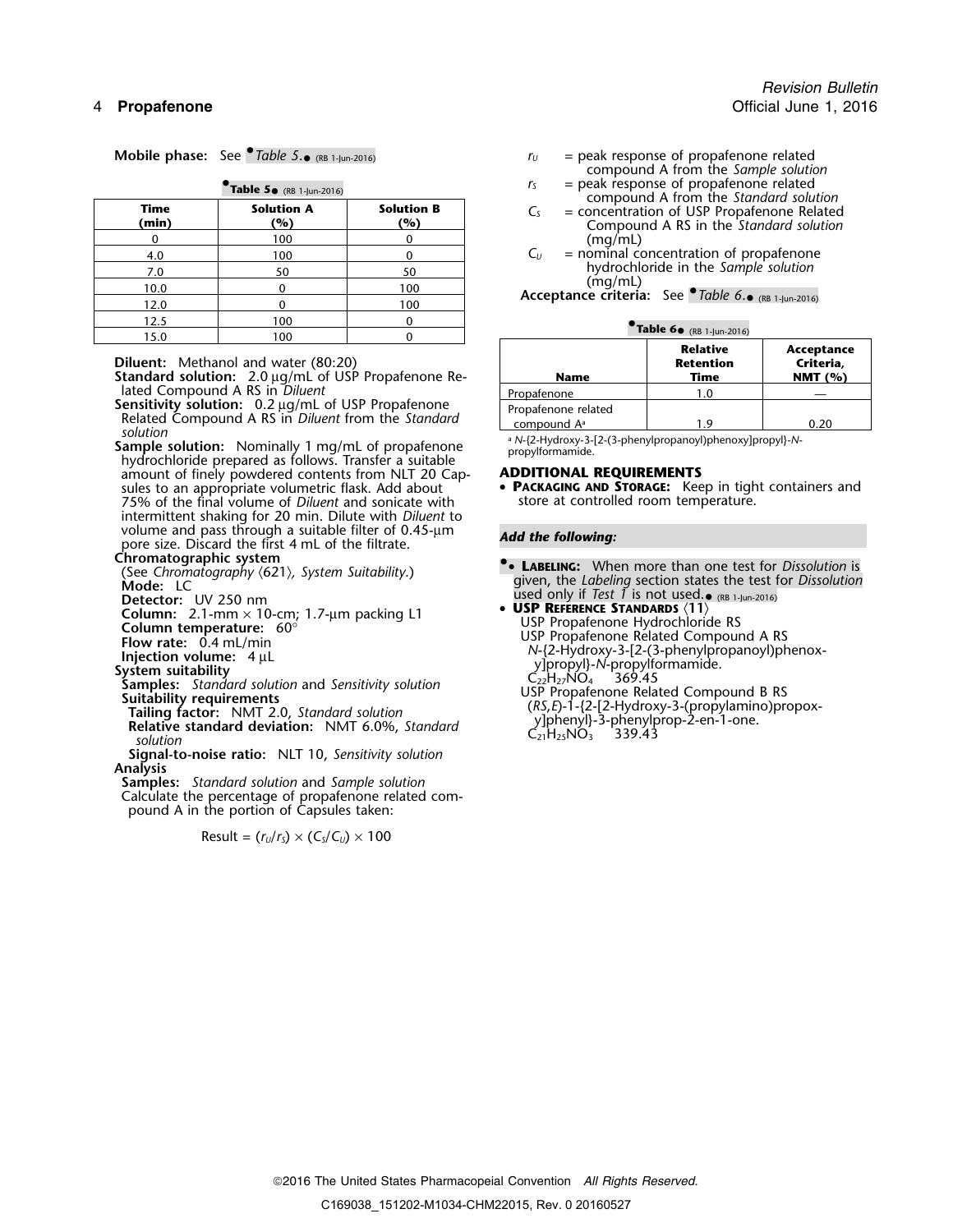**Mobile phase:** See •*Table 5*.• (RB 1-Jun-2016)

•**Table 5**• (RB 1-Jun-2016)

| Time (min) | Solution A (%) | Solution B (%) |
|---|---|---|
| 0 | 100 | 0 |
| 4.0 | 100 | 0 |
| 7.0 | 50 | 50 |
| 10.0 | 0 | 100 |
| 12.0 | 0 | 100 |
| 12.5 | 100 | 0 |
| 15.0 | 100 | 0 |

**Diluent:** Methanol and water (80:20)

**Standard solution:** 2.0 µg/mL of USP Propafenone Related Compound A RS in *Diluent*

**Sensitivity solution:** 0.2 µg/mL of USP Propafenone Related Compound A RS in *Diluent* from the *Standard solution*

**Sample solution:** Nominally 1 mg/mL of propafenone hydrochloride prepared as follows. Transfer a suitable amount of finely powdered contents from NLT 20 Capsules to an appropriate volumetric flask. Add about 75% of the final volume of *Diluent* and sonicate with intermittent shaking for 20 min. Dilute with *Diluent* to volume and pass through a suitable filter of 0.45-µm pore size. Discard the first 4 mL of the filtrate.

**Chromatographic system**

(See *Chromatography* ⟨621⟩, *System Suitability*.)

**Mode:** LC

**Detector:** UV 250 nm

**Column:** 2.1-mm × 10-cm; 1.7-µm packing L1

**Column temperature:** 60°

**Flow rate:** 0.4 mL/min

**Injection volume:** 4 µL

**System suitability**

**Samples:** *Standard solution* and *Sensitivity solution*

**Suitability requirements**

**Tailing factor:** NMT 2.0, *Standard solution*

**Relative standard deviation:** NMT 6.0%, *Standard solution*

**Signal-to-noise ratio:** NLT 10, *Sensitivity solution*

**Analysis**

**Samples:** *Standard solution* and *Sample solution*

Calculate the percentage of propafenone related compound A in the portion of Capsules taken:

$$\text{Result} = (r_U/r_S) \times (C_S/C_U) \times 100$$

$r_U$ = peak response of propafenone related compound A from the *Sample solution*

$r_S$ = peak response of propafenone related compound A from the *Standard solution*

$C_S$ = concentration of USP Propafenone Related Compound A RS in the *Standard solution* (mg/mL)

$C_U$ = nominal concentration of propafenone hydrochloride in the *Sample solution* (mg/mL)

**Acceptance criteria:** See •*Table 6*.• (RB 1-Jun-2016)

•**Table 6**• (RB 1-Jun-2016)

| Name | Relative Retention Time | Acceptance Criteria, NMT (%) |
|---|---|---|
| Propafenone | 1.0 | — |
| Propafenone related compound A[a] | 1.9 | 0.20 |

[a] *N*-{2-Hydroxy-3-[2-(3-phenylpropanoyl)phenoxy]propyl}-*N*-propylformamide.

## ADDITIONAL REQUIREMENTS

- **Packaging and Storage:** Keep in tight containers and store at controlled room temperature.

***Add the following:***

- •• **Labeling:** When more than one test for *Dissolution* is given, the *Labeling* section states the test for *Dissolution* used only if *Test 1* is not used.• (RB 1-Jun-2016)
- **USP Reference Standards** ⟨11⟩

  USP Propafenone Hydrochloride RS

  USP Propafenone Related Compound A RS

  *N*-{2-Hydroxy-3-[2-(3-phenylpropanoyl)phenoxy]propyl}-*N*-propylformamide.

  $C_{22}H_{27}NO_4$ 369.45

  USP Propafenone Related Compound B RS

  (*RS*,*E*)-1-{2-[2-Hydroxy-3-(propylamino)propoxy]phenyl}-3-phenylprop-2-en-1-one.

  $C_{21}H_{25}NO_3$ 339.43